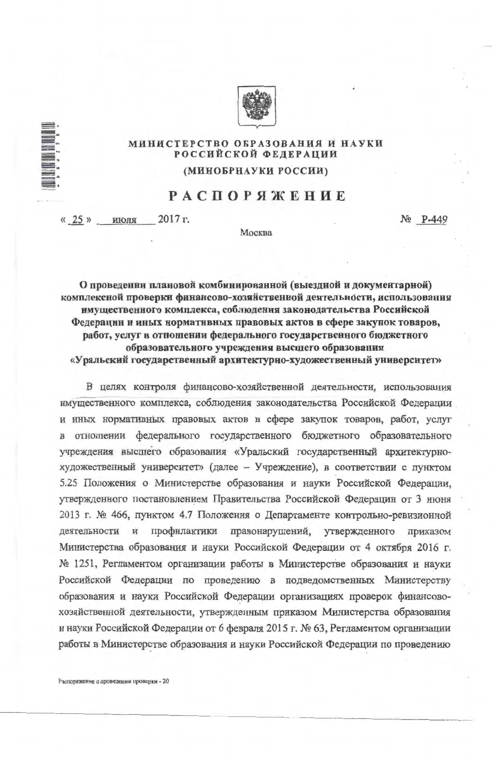**МИНИСТЕРСТВО ОБРАЗОВАНИЯ И НАУКИ РОССИЙСКОЙ ФЕДЕРАЦИИ**

**(МИНОБРНАУКИ РОССИИ)**

# РАСПОРЯЖЕНИЕ

« 25 » июля 2017 г. № Р-449

Москва

**О проведении плановой комбинированной (выездной и документарной) комплексной проверки финансово-хозяйственной деятельности, использования имущественного комплекса, соблюдения законодательства Российской Федерации и иных нормативных правовых актов в сфере закупок товаров, работ, услуг в отношении федерального государственного бюджетного образовательного учреждения высшего образования «Уральский государственный архитектурно-художественный университет»**

В целях контроля финансово-хозяйственной деятельности, использования имущественного комплекса, соблюдения законодательства Российской Федерации и иных нормативных правовых актов в сфере закупок товаров, работ, услуг в отношении федерального государственного бюджетного образовательного учреждения высшего образования «Уральский государственный архитектурно-художественный университет» (далее – Учреждение), в соответствии с пунктом 5.25 Положения о Министерстве образования и науки Российской Федерации, утвержденного постановлением Правительства Российской Федерации от 3 июня 2013 г. № 466, пунктом 4.7 Положения о Департаменте контрольно-ревизионной деятельности и профилактики правонарушений, утвержденного приказом Министерства образования и науки Российской Федерации от 4 октября 2016 г. № 1251, Регламентом организации работы в Министерстве образования и науки Российской Федерации по проведению в подведомственных Министерству образования и науки Российской Федерации организациях проверок финансово-хозяйственной деятельности, утвержденным приказом Министерства образования и науки Российской Федерации от 6 февраля 2015 г. № 63, Регламентом организации работы в Министерстве образования и науки Российской Федерации по проведению

Распоряжение о проведении проверки - 20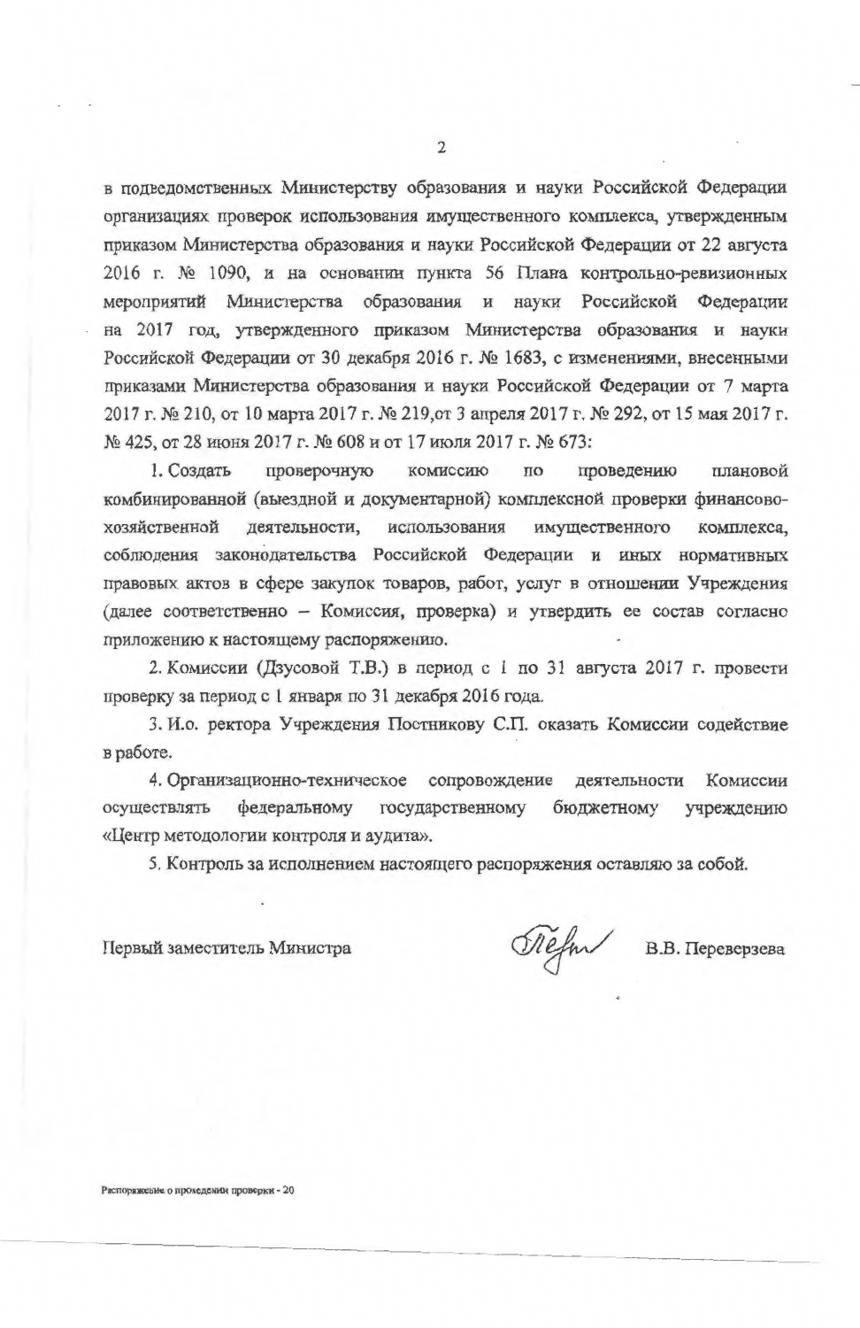в подведомственных Министерству образования и науки Российской Федерации организациях проверок использования имущественного комплекса, утвержденным приказом Министерства образования и науки Российской Федерации от 22 августа 2016 г. № 1090, и на основании пункта 56 Плана контрольно-ревизионных мероприятий Министерства образования и науки Российской Федерации на 2017 год, утвержденного приказом Министерства образования и науки Российской Федерации от 30 декабря 2016 г. № 1683, с изменениями, внесенными приказами Министерства образования и науки Российской Федерации от 7 марта 2017 г. № 210, от 10 марта 2017 г. № 219,от 3 апреля 2017 г. № 292, от 15 мая 2017 г. № 425, от 28 июня 2017 г. № 608 и от 17 июля 2017 г. № 673:

1. Создать проверочную комиссию по проведению плановой комбинированной (выездной и документарной) комплексной проверки финансово-хозяйственной деятельности, использования имущественного комплекса, соблюдения законодательства Российской Федерации и иных нормативных правовых актов в сфере закупок товаров, работ, услуг в отношении Учреждения (далее соответственно – Комиссия, проверка) и утвердить ее состав согласно приложению к настоящему распоряжению.

2. Комиссии (Дзусовой Т.В.) в период с 1 по 31 августа 2017 г. провести проверку за период с 1 января по 31 декабря 2016 года.

3. И.о. ректора Учреждения Постникову С.П. оказать Комиссии содействие в работе.

4. Организационно-техническое сопровождение деятельности Комиссии осуществлять федеральному государственному бюджетному учреждению «Центр методологии контроля и аудита».

5. Контроль за исполнением настоящего распоряжения оставляю за собой.

Первый заместитель Министра В.В. Переверзева

Распоряжение о проведении проверки - 20